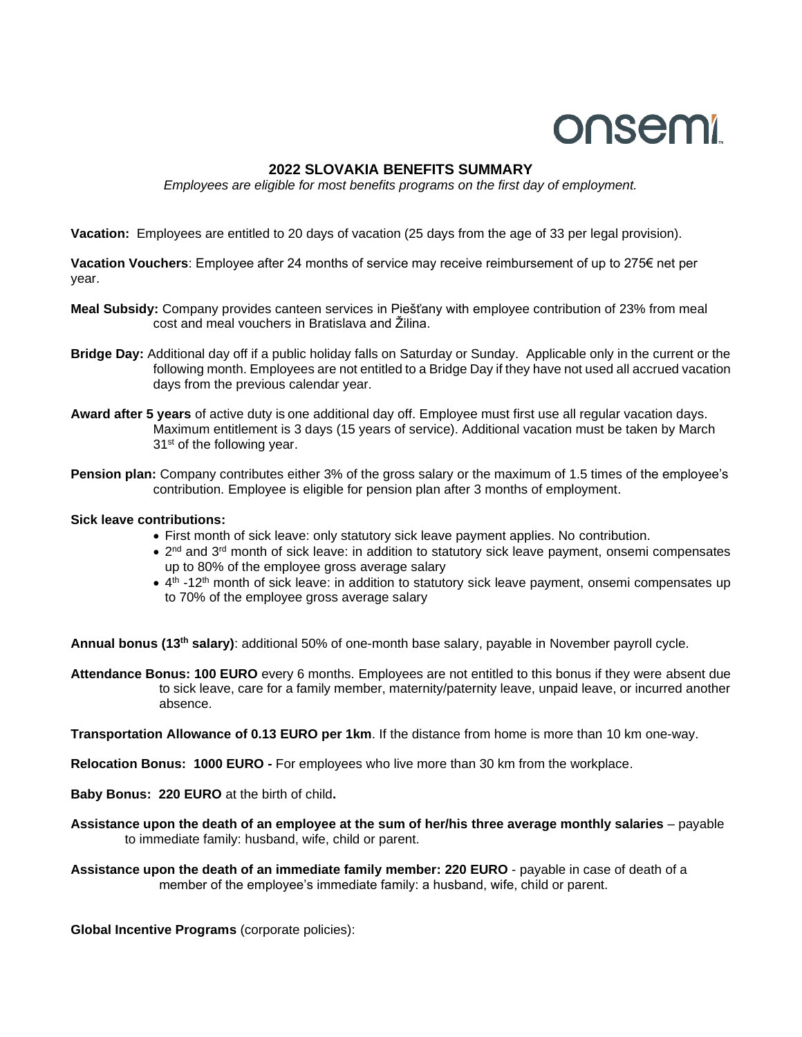onsemi

## 2022 SLOVAKIA BENEFITS SUMMARY

*Employees are eligible for most benefits programs on the first day of employment.*

**Vacation:** Employees are entitled to 20 days of vacation (25 days from the age of 33 per legal provision).

**Vacation Vouchers**: Employee after 24 months of service may receive reimbursement of up to 275€ net per year.

**Meal Subsidy:** Company provides canteen services in Piešťany with employee contribution of 23% from meal cost and meal vouchers in Bratislava and Žilina.

**Bridge Day:** Additional day off if a public holiday falls on Saturday or Sunday. Applicable only in the current or the following month. Employees are not entitled to a Bridge Day if they have not used all accrued vacation days from the previous calendar year.

**Award after 5 years** of active duty is one additional day off. Employee must first use all regular vacation days. Maximum entitlement is 3 days (15 years of service). Additional vacation must be taken by March 31st of the following year.

**Pension plan:** Company contributes either 3% of the gross salary or the maximum of 1.5 times of the employee's contribution. Employee is eligible for pension plan after 3 months of employment.

**Sick leave contributions:**

- First month of sick leave: only statutory sick leave payment applies. No contribution.
- 2nd and 3rd month of sick leave: in addition to statutory sick leave payment, onsemi compensates up to 80% of the employee gross average salary
- 4th -12th month of sick leave: in addition to statutory sick leave payment, onsemi compensates up to 70% of the employee gross average salary

**Annual bonus (13th salary)**: additional 50% of one-month base salary, payable in November payroll cycle.

**Attendance Bonus: 100 EURO** every 6 months. Employees are not entitled to this bonus if they were absent due to sick leave, care for a family member, maternity/paternity leave, unpaid leave, or incurred another absence.

**Transportation Allowance of 0.13 EURO per 1km**. If the distance from home is more than 10 km one-way.

**Relocation Bonus: 1000 EURO -** For employees who live more than 30 km from the workplace.

**Baby Bonus: 220 EURO** at the birth of child**.**

**Assistance upon the death of an employee at the sum of her/his three average monthly salaries** – payable to immediate family: husband, wife, child or parent.

**Assistance upon the death of an immediate family member: 220 EURO** - payable in case of death of a member of the employee's immediate family: a husband, wife, child or parent.

**Global Incentive Programs** (corporate policies):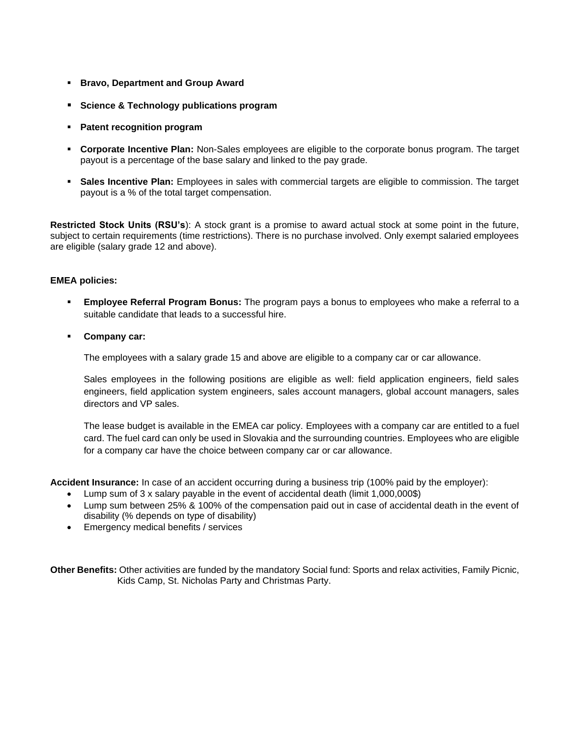- **Bravo, Department and Group Award**
- **Science & Technology publications program**
- **Patent recognition program**
- **Corporate Incentive Plan:** Non-Sales employees are eligible to the corporate bonus program. The target payout is a percentage of the base salary and linked to the pay grade.
- **Sales Incentive Plan:** Employees in sales with commercial targets are eligible to commission. The target payout is a % of the total target compensation.

**Restricted Stock Units (RSU's**): A stock grant is a promise to award actual stock at some point in the future, subject to certain requirements (time restrictions). There is no purchase involved. Only exempt salaried employees are eligible (salary grade 12 and above).

**EMEA policies:**

- **Employee Referral Program Bonus:** The program pays a bonus to employees who make a referral to a suitable candidate that leads to a successful hire.
- **Company car:**

  The employees with a salary grade 15 and above are eligible to a company car or car allowance.

  Sales employees in the following positions are eligible as well: field application engineers, field sales engineers, field application system engineers, sales account managers, global account managers, sales directors and VP sales.

  The lease budget is available in the EMEA car policy. Employees with a company car are entitled to a fuel card. The fuel card can only be used in Slovakia and the surrounding countries. Employees who are eligible for a company car have the choice between company car or car allowance.

**Accident Insurance:** In case of an accident occurring during a business trip (100% paid by the employer):

- Lump sum of 3 x salary payable in the event of accidental death (limit 1,000,000$)
- Lump sum between 25% & 100% of the compensation paid out in case of accidental death in the event of disability (% depends on type of disability)
- Emergency medical benefits / services

**Other Benefits:** Other activities are funded by the mandatory Social fund: Sports and relax activities, Family Picnic, Kids Camp, St. Nicholas Party and Christmas Party.